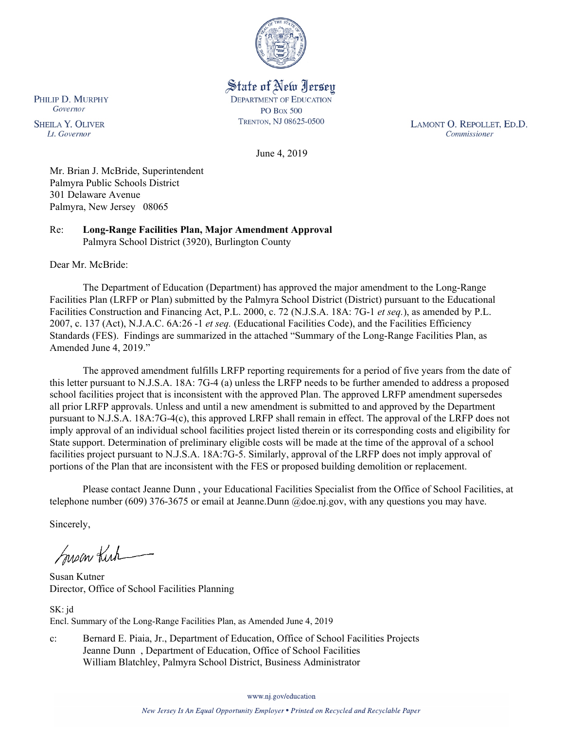State of New Jersey
DEPARTMENT OF EDUCATION
PO BOX 500
TRENTON, NJ 08625-0500

PHILIP D. MURPHY
*Governor*

SHEILA Y. OLIVER
*Lt. Governor*

LAMONT O. REPOLLET, ED.D.
*Commissioner*

June 4, 2019

Mr. Brian J. McBride, Superintendent
Palmyra Public Schools District
301 Delaware Avenue
Palmyra, New Jersey 08065

Re: **Long-Range Facilities Plan, Major Amendment Approval**
Palmyra School District (3920), Burlington County

Dear Mr. McBride:

The Department of Education (Department) has approved the major amendment to the Long-Range Facilities Plan (LRFP or Plan) submitted by the Palmyra School District (District) pursuant to the Educational Facilities Construction and Financing Act, P.L. 2000, c. 72 (N.J.S.A. 18A: 7G-1 *et seq.*), as amended by P.L. 2007, c. 137 (Act), N.J.A.C. 6A:26 -1 *et seq.* (Educational Facilities Code), and the Facilities Efficiency Standards (FES). Findings are summarized in the attached "Summary of the Long-Range Facilities Plan, as Amended June 4, 2019."

The approved amendment fulfills LRFP reporting requirements for a period of five years from the date of this letter pursuant to N.J.S.A. 18A: 7G-4 (a) unless the LRFP needs to be further amended to address a proposed school facilities project that is inconsistent with the approved Plan. The approved LRFP amendment supersedes all prior LRFP approvals. Unless and until a new amendment is submitted to and approved by the Department pursuant to N.J.S.A. 18A:7G-4(c), this approved LRFP shall remain in effect. The approval of the LRFP does not imply approval of an individual school facilities project listed therein or its corresponding costs and eligibility for State support. Determination of preliminary eligible costs will be made at the time of the approval of a school facilities project pursuant to N.J.S.A. 18A:7G-5. Similarly, approval of the LRFP does not imply approval of portions of the Plan that are inconsistent with the FES or proposed building demolition or replacement.

Please contact Jeanne Dunn , your Educational Facilities Specialist from the Office of School Facilities, at telephone number (609) 376-3675 or email at Jeanne.Dunn @doe.nj.gov, with any questions you may have.

Sincerely,

Susan Kutner
Director, Office of School Facilities Planning

SK: jd
Encl. Summary of the Long-Range Facilities Plan, as Amended June 4, 2019

c: Bernard E. Piaia, Jr., Department of Education, Office of School Facilities Projects
Jeanne Dunn , Department of Education, Office of School Facilities
William Blatchley, Palmyra School District, Business Administrator

www.nj.gov/education

*New Jersey Is An Equal Opportunity Employer • Printed on Recycled and Recyclable Paper*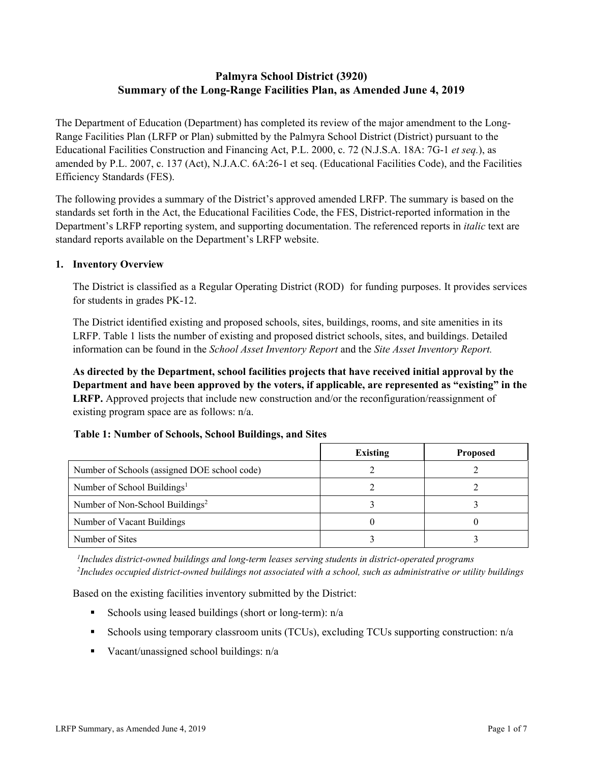## Palmyra School District (3920)
## Summary of the Long-Range Facilities Plan, as Amended June 4, 2019

The Department of Education (Department) has completed its review of the major amendment to the Long-Range Facilities Plan (LRFP or Plan) submitted by the Palmyra School District (District) pursuant to the Educational Facilities Construction and Financing Act, P.L. 2000, c. 72 (N.J.S.A. 18A: 7G-1 *et seq.*), as amended by P.L. 2007, c. 137 (Act), N.J.A.C. 6A:26-1 et seq. (Educational Facilities Code), and the Facilities Efficiency Standards (FES).

The following provides a summary of the District's approved amended LRFP. The summary is based on the standards set forth in the Act, the Educational Facilities Code, the FES, District-reported information in the Department's LRFP reporting system, and supporting documentation. The referenced reports in *italic* text are standard reports available on the Department's LRFP website.

### 1. Inventory Overview

The District is classified as a Regular Operating District (ROD) for funding purposes. It provides services for students in grades PK-12.

The District identified existing and proposed schools, sites, buildings, rooms, and site amenities in its LRFP. Table 1 lists the number of existing and proposed district schools, sites, and buildings. Detailed information can be found in the *School Asset Inventory Report* and the *Site Asset Inventory Report.*

**As directed by the Department, school facilities projects that have received initial approval by the Department and have been approved by the voters, if applicable, are represented as "existing" in the LRFP.** Approved projects that include new construction and/or the reconfiguration/reassignment of existing program space are as follows: n/a.

**Table 1: Number of Schools, School Buildings, and Sites**

| | Existing | Proposed |
|---|---|---|
| Number of Schools (assigned DOE school code) | 2 | 2 |
| Number of School Buildings[1] | 2 | 2 |
| Number of Non-School Buildings[2] | 3 | 3 |
| Number of Vacant Buildings | 0 | 0 |
| Number of Sites | 3 | 3 |

*[1]Includes district-owned buildings and long-term leases serving students in district-operated programs*
*[2]Includes occupied district-owned buildings not associated with a school, such as administrative or utility buildings*

Based on the existing facilities inventory submitted by the District:

- Schools using leased buildings (short or long-term): n/a
- Schools using temporary classroom units (TCUs), excluding TCUs supporting construction: n/a
- Vacant/unassigned school buildings: n/a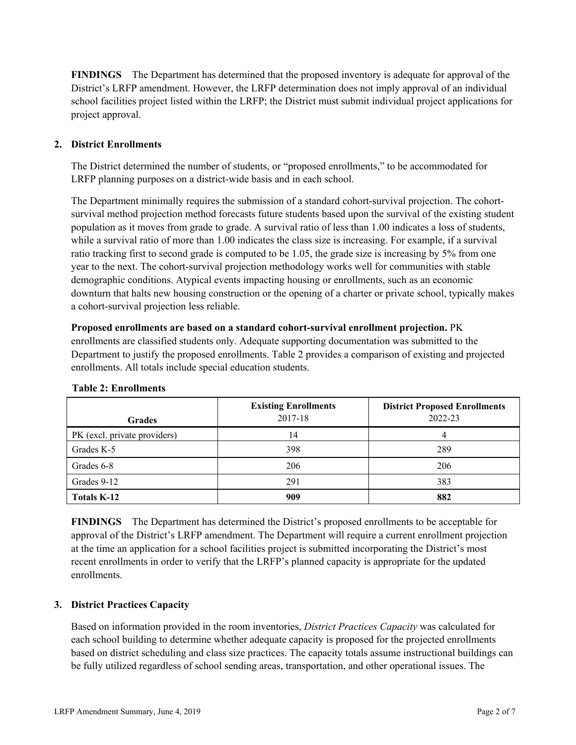**FINDINGS** The Department has determined that the proposed inventory is adequate for approval of the District's LRFP amendment. However, the LRFP determination does not imply approval of an individual school facilities project listed within the LRFP; the District must submit individual project applications for project approval.

## 2. District Enrollments

The District determined the number of students, or "proposed enrollments," to be accommodated for LRFP planning purposes on a district-wide basis and in each school.

The Department minimally requires the submission of a standard cohort-survival projection. The cohort-survival method projection method forecasts future students based upon the survival of the existing student population as it moves from grade to grade. A survival ratio of less than 1.00 indicates a loss of students, while a survival ratio of more than 1.00 indicates the class size is increasing. For example, if a survival ratio tracking first to second grade is computed to be 1.05, the grade size is increasing by 5% from one year to the next. The cohort-survival projection methodology works well for communities with stable demographic conditions. Atypical events impacting housing or enrollments, such as an economic downturn that halts new housing construction or the opening of a charter or private school, typically makes a cohort-survival projection less reliable.

**Proposed enrollments are based on a standard cohort-survival enrollment projection.** PK enrollments are classified students only. Adequate supporting documentation was submitted to the Department to justify the proposed enrollments. Table 2 provides a comparison of existing and projected enrollments. All totals include special education students.

**Table 2: Enrollments**

| Grades | Existing Enrollments 2017-18 | District Proposed Enrollments 2022-23 |
|---|---|---|
| PK (excl. private providers) | 14 | 4 |
| Grades K-5 | 398 | 289 |
| Grades 6-8 | 206 | 206 |
| Grades 9-12 | 291 | 383 |
| **Totals K-12** | **909** | **882** |

**FINDINGS** The Department has determined the District's proposed enrollments to be acceptable for approval of the District's LRFP amendment. The Department will require a current enrollment projection at the time an application for a school facilities project is submitted incorporating the District's most recent enrollments in order to verify that the LRFP's planned capacity is appropriate for the updated enrollments.

## 3. District Practices Capacity

Based on information provided in the room inventories, *District Practices Capacity* was calculated for each school building to determine whether adequate capacity is proposed for the projected enrollments based on district scheduling and class size practices. The capacity totals assume instructional buildings can be fully utilized regardless of school sending areas, transportation, and other operational issues. The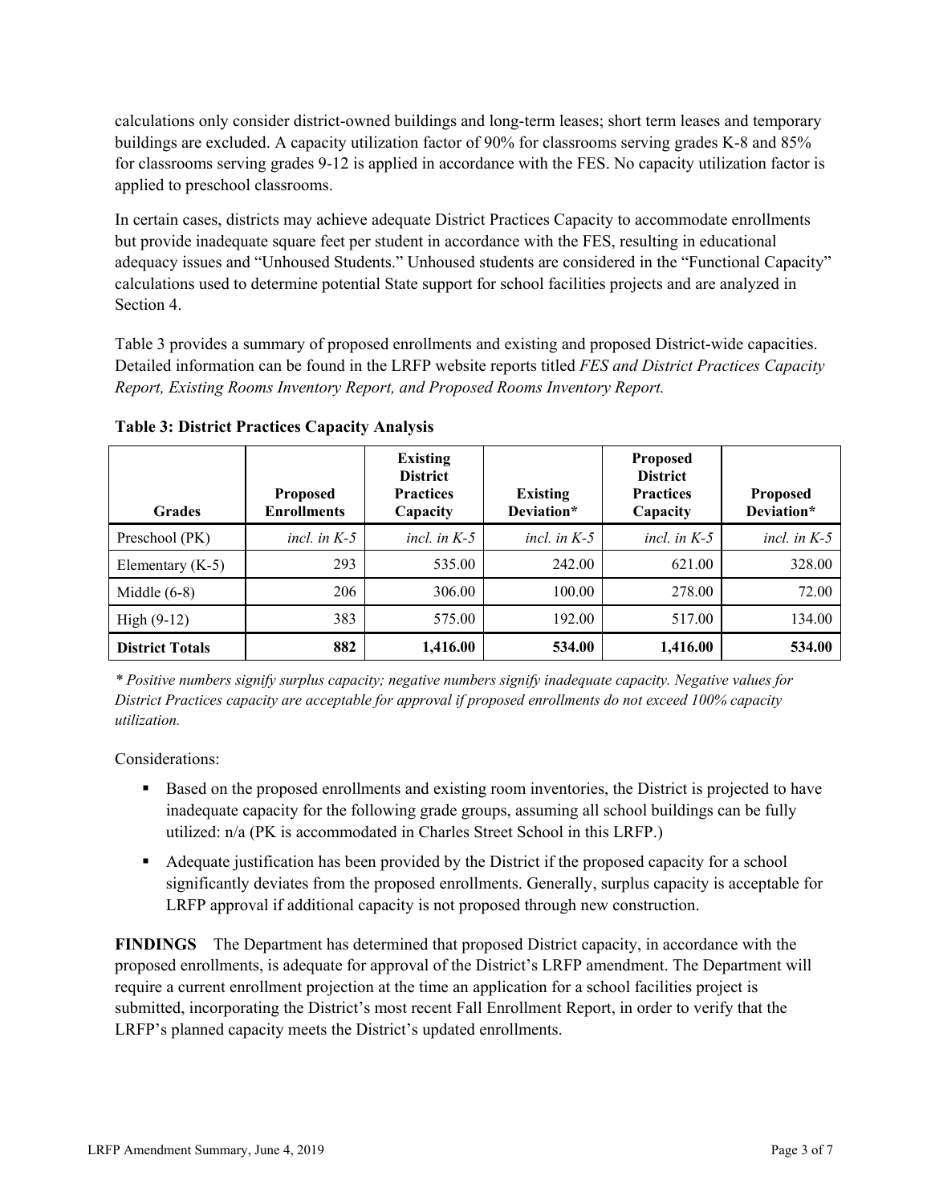calculations only consider district-owned buildings and long-term leases; short term leases and temporary buildings are excluded. A capacity utilization factor of 90% for classrooms serving grades K-8 and 85% for classrooms serving grades 9-12 is applied in accordance with the FES. No capacity utilization factor is applied to preschool classrooms.

In certain cases, districts may achieve adequate District Practices Capacity to accommodate enrollments but provide inadequate square feet per student in accordance with the FES, resulting in educational adequacy issues and "Unhoused Students." Unhoused students are considered in the "Functional Capacity" calculations used to determine potential State support for school facilities projects and are analyzed in Section 4.

Table 3 provides a summary of proposed enrollments and existing and proposed District-wide capacities. Detailed information can be found in the LRFP website reports titled *FES and District Practices Capacity Report, Existing Rooms Inventory Report, and Proposed Rooms Inventory Report.*

**Table 3: District Practices Capacity Analysis**

| Grades | Proposed Enrollments | Existing District Practices Capacity | Existing Deviation* | Proposed District Practices Capacity | Proposed Deviation* |
|---|---|---|---|---|---|
| Preschool (PK) | *incl. in K-5* | *incl. in K-5* | *incl. in K-5* | *incl. in K-5* | *incl. in K-5* |
| Elementary (K-5) | 293 | 535.00 | 242.00 | 621.00 | 328.00 |
| Middle (6-8) | 206 | 306.00 | 100.00 | 278.00 | 72.00 |
| High (9-12) | 383 | 575.00 | 192.00 | 517.00 | 134.00 |
| **District Totals** | **882** | **1,416.00** | **534.00** | **1,416.00** | **534.00** |

*\* Positive numbers signify surplus capacity; negative numbers signify inadequate capacity. Negative values for District Practices capacity are acceptable for approval if proposed enrollments do not exceed 100% capacity utilization.*

Considerations:

- Based on the proposed enrollments and existing room inventories, the District is projected to have inadequate capacity for the following grade groups, assuming all school buildings can be fully utilized: n/a (PK is accommodated in Charles Street School in this LRFP.)
- Adequate justification has been provided by the District if the proposed capacity for a school significantly deviates from the proposed enrollments. Generally, surplus capacity is acceptable for LRFP approval if additional capacity is not proposed through new construction.

**FINDINGS** The Department has determined that proposed District capacity, in accordance with the proposed enrollments, is adequate for approval of the District's LRFP amendment. The Department will require a current enrollment projection at the time an application for a school facilities project is submitted, incorporating the District's most recent Fall Enrollment Report, in order to verify that the LRFP's planned capacity meets the District's updated enrollments.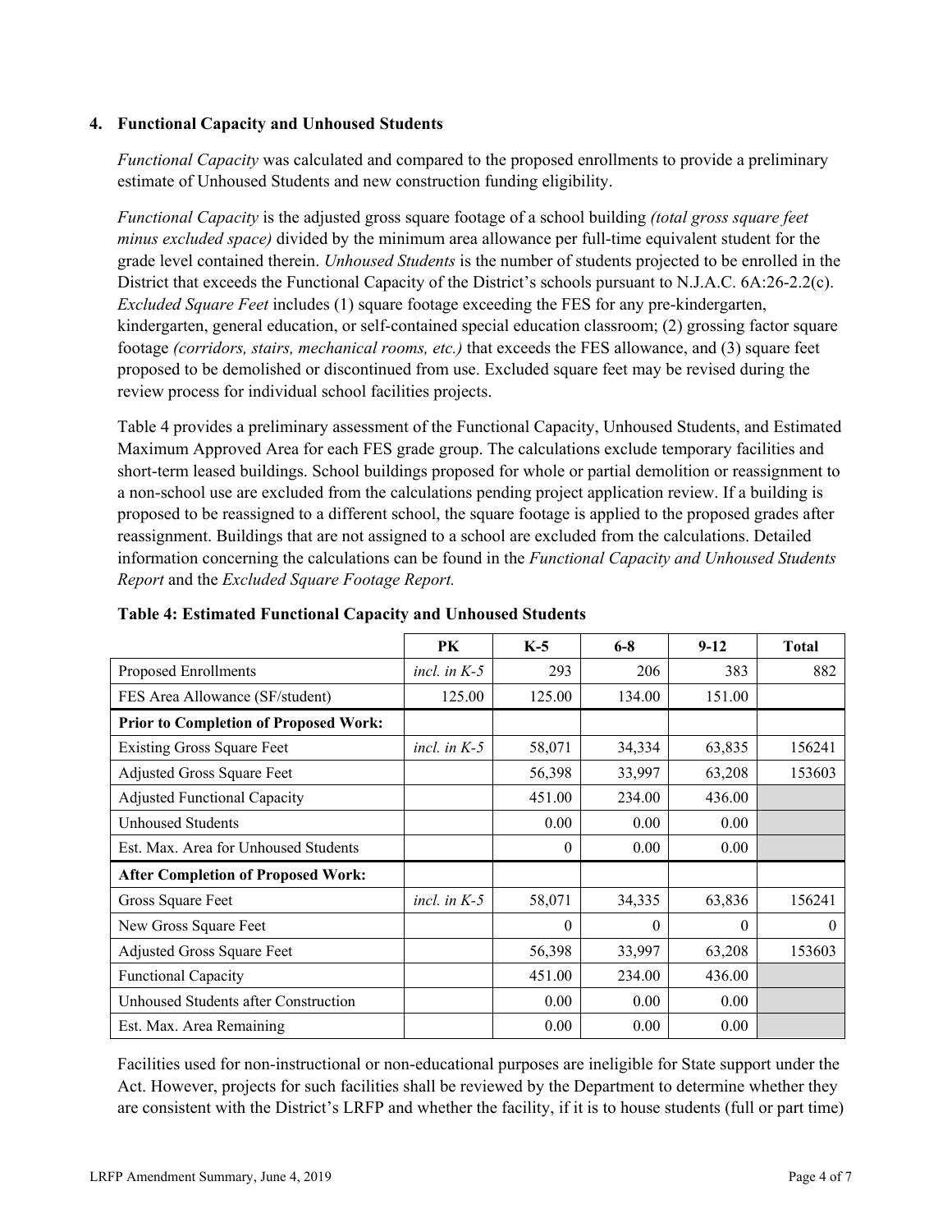### 4. Functional Capacity and Unhoused Students

*Functional Capacity* was calculated and compared to the proposed enrollments to provide a preliminary estimate of Unhoused Students and new construction funding eligibility.

*Functional Capacity* is the adjusted gross square footage of a school building *(total gross square feet minus excluded space)* divided by the minimum area allowance per full-time equivalent student for the grade level contained therein. *Unhoused Students* is the number of students projected to be enrolled in the District that exceeds the Functional Capacity of the District's schools pursuant to N.J.A.C. 6A:26-2.2(c). *Excluded Square Feet* includes (1) square footage exceeding the FES for any pre-kindergarten, kindergarten, general education, or self-contained special education classroom; (2) grossing factor square footage *(corridors, stairs, mechanical rooms, etc.)* that exceeds the FES allowance, and (3) square feet proposed to be demolished or discontinued from use. Excluded square feet may be revised during the review process for individual school facilities projects.

Table 4 provides a preliminary assessment of the Functional Capacity, Unhoused Students, and Estimated Maximum Approved Area for each FES grade group. The calculations exclude temporary facilities and short-term leased buildings. School buildings proposed for whole or partial demolition or reassignment to a non-school use are excluded from the calculations pending project application review. If a building is proposed to be reassigned to a different school, the square footage is applied to the proposed grades after reassignment. Buildings that are not assigned to a school are excluded from the calculations. Detailed information concerning the calculations can be found in the *Functional Capacity and Unhoused Students Report* and the *Excluded Square Footage Report.*

**Table 4: Estimated Functional Capacity and Unhoused Students**

| | PK | K-5 | 6-8 | 9-12 | Total |
|---|---|---|---|---|---|
| Proposed Enrollments | *incl. in K-5* | 293 | 206 | 383 | 882 |
| FES Area Allowance (SF/student) | 125.00 | 125.00 | 134.00 | 151.00 | |
| **Prior to Completion of Proposed Work:** | | | | | |
| Existing Gross Square Feet | *incl. in K-5* | 58,071 | 34,334 | 63,835 | 156241 |
| Adjusted Gross Square Feet | | 56,398 | 33,997 | 63,208 | 153603 |
| Adjusted Functional Capacity | | 451.00 | 234.00 | 436.00 | |
| Unhoused Students | | 0.00 | 0.00 | 0.00 | |
| Est. Max. Area for Unhoused Students | | 0 | 0.00 | 0.00 | |
| **After Completion of Proposed Work:** | | | | | |
| Gross Square Feet | *incl. in K-5* | 58,071 | 34,335 | 63,836 | 156241 |
| New Gross Square Feet | | 0 | 0 | 0 | 0 |
| Adjusted Gross Square Feet | | 56,398 | 33,997 | 63,208 | 153603 |
| Functional Capacity | | 451.00 | 234.00 | 436.00 | |
| Unhoused Students after Construction | | 0.00 | 0.00 | 0.00 | |
| Est. Max. Area Remaining | | 0.00 | 0.00 | 0.00 | |

Facilities used for non-instructional or non-educational purposes are ineligible for State support under the Act. However, projects for such facilities shall be reviewed by the Department to determine whether they are consistent with the District's LRFP and whether the facility, if it is to house students (full or part time)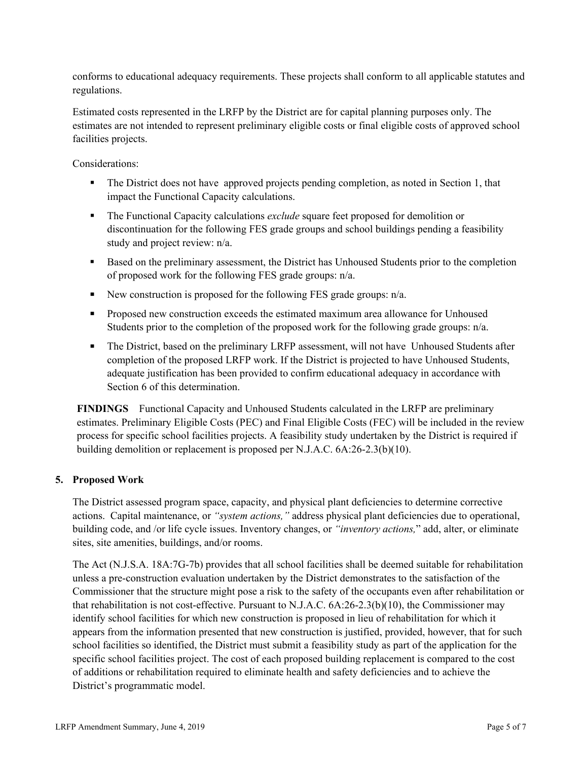conforms to educational adequacy requirements. These projects shall conform to all applicable statutes and regulations.

Estimated costs represented in the LRFP by the District are for capital planning purposes only. The estimates are not intended to represent preliminary eligible costs or final eligible costs of approved school facilities projects.

Considerations:

- The District does not have approved projects pending completion, as noted in Section 1, that impact the Functional Capacity calculations.
- The Functional Capacity calculations *exclude* square feet proposed for demolition or discontinuation for the following FES grade groups and school buildings pending a feasibility study and project review: n/a.
- Based on the preliminary assessment, the District has Unhoused Students prior to the completion of proposed work for the following FES grade groups: n/a.
- New construction is proposed for the following FES grade groups: n/a.
- Proposed new construction exceeds the estimated maximum area allowance for Unhoused Students prior to the completion of the proposed work for the following grade groups: n/a.
- The District, based on the preliminary LRFP assessment, will not have Unhoused Students after completion of the proposed LRFP work. If the District is projected to have Unhoused Students, adequate justification has been provided to confirm educational adequacy in accordance with Section 6 of this determination.

**FINDINGS** Functional Capacity and Unhoused Students calculated in the LRFP are preliminary estimates. Preliminary Eligible Costs (PEC) and Final Eligible Costs (FEC) will be included in the review process for specific school facilities projects. A feasibility study undertaken by the District is required if building demolition or replacement is proposed per N.J.A.C. 6A:26-2.3(b)(10).

## 5. Proposed Work

The District assessed program space, capacity, and physical plant deficiencies to determine corrective actions. Capital maintenance, or *"system actions,"* address physical plant deficiencies due to operational, building code, and /or life cycle issues. Inventory changes, or *"inventory actions,"* add, alter, or eliminate sites, site amenities, buildings, and/or rooms.

The Act (N.J.S.A. 18A:7G-7b) provides that all school facilities shall be deemed suitable for rehabilitation unless a pre-construction evaluation undertaken by the District demonstrates to the satisfaction of the Commissioner that the structure might pose a risk to the safety of the occupants even after rehabilitation or that rehabilitation is not cost-effective. Pursuant to N.J.A.C. 6A:26-2.3(b)(10), the Commissioner may identify school facilities for which new construction is proposed in lieu of rehabilitation for which it appears from the information presented that new construction is justified, provided, however, that for such school facilities so identified, the District must submit a feasibility study as part of the application for the specific school facilities project. The cost of each proposed building replacement is compared to the cost of additions or rehabilitation required to eliminate health and safety deficiencies and to achieve the District's programmatic model.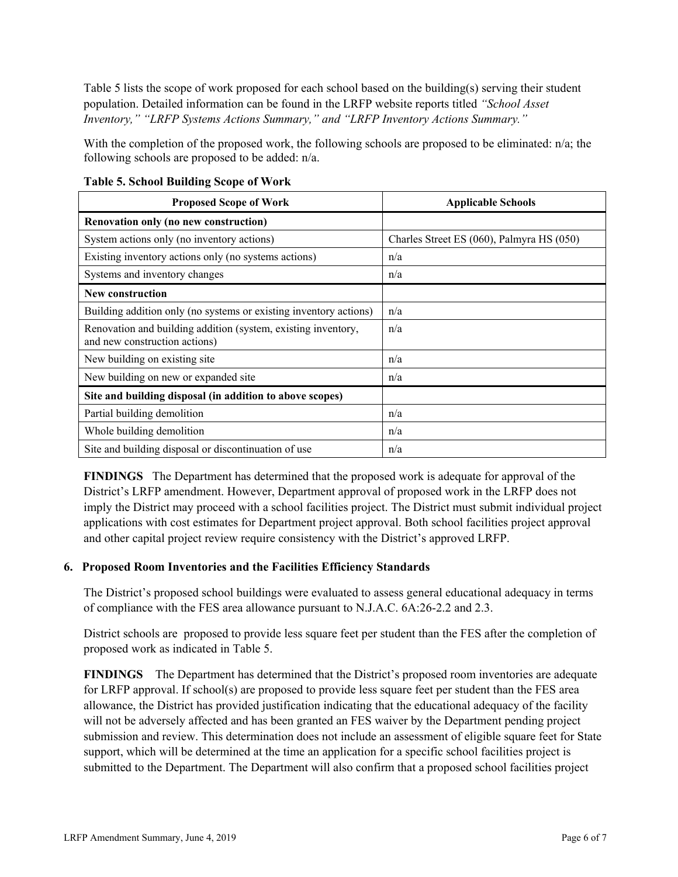Table 5 lists the scope of work proposed for each school based on the building(s) serving their student population. Detailed information can be found in the LRFP website reports titled *"School Asset Inventory," "LRFP Systems Actions Summary," and "LRFP Inventory Actions Summary."*

With the completion of the proposed work, the following schools are proposed to be eliminated: n/a; the following schools are proposed to be added: n/a.

**Table 5. School Building Scope of Work**

| Proposed Scope of Work | Applicable Schools |
|---|---|
| **Renovation only (no new construction)** | |
| System actions only (no inventory actions) | Charles Street ES (060), Palmyra HS (050) |
| Existing inventory actions only (no systems actions) | n/a |
| Systems and inventory changes | n/a |
| **New construction** | |
| Building addition only (no systems or existing inventory actions) | n/a |
| Renovation and building addition (system, existing inventory, and new construction actions) | n/a |
| New building on existing site | n/a |
| New building on new or expanded site | n/a |
| **Site and building disposal (in addition to above scopes)** | |
| Partial building demolition | n/a |
| Whole building demolition | n/a |
| Site and building disposal or discontinuation of use | n/a |

**FINDINGS** The Department has determined that the proposed work is adequate for approval of the District's LRFP amendment. However, Department approval of proposed work in the LRFP does not imply the District may proceed with a school facilities project. The District must submit individual project applications with cost estimates for Department project approval. Both school facilities project approval and other capital project review require consistency with the District's approved LRFP.

### 6. Proposed Room Inventories and the Facilities Efficiency Standards

The District's proposed school buildings were evaluated to assess general educational adequacy in terms of compliance with the FES area allowance pursuant to N.J.A.C. 6A:26-2.2 and 2.3.

District schools are proposed to provide less square feet per student than the FES after the completion of proposed work as indicated in Table 5.

**FINDINGS** The Department has determined that the District's proposed room inventories are adequate for LRFP approval. If school(s) are proposed to provide less square feet per student than the FES area allowance, the District has provided justification indicating that the educational adequacy of the facility will not be adversely affected and has been granted an FES waiver by the Department pending project submission and review. This determination does not include an assessment of eligible square feet for State support, which will be determined at the time an application for a specific school facilities project is submitted to the Department. The Department will also confirm that a proposed school facilities project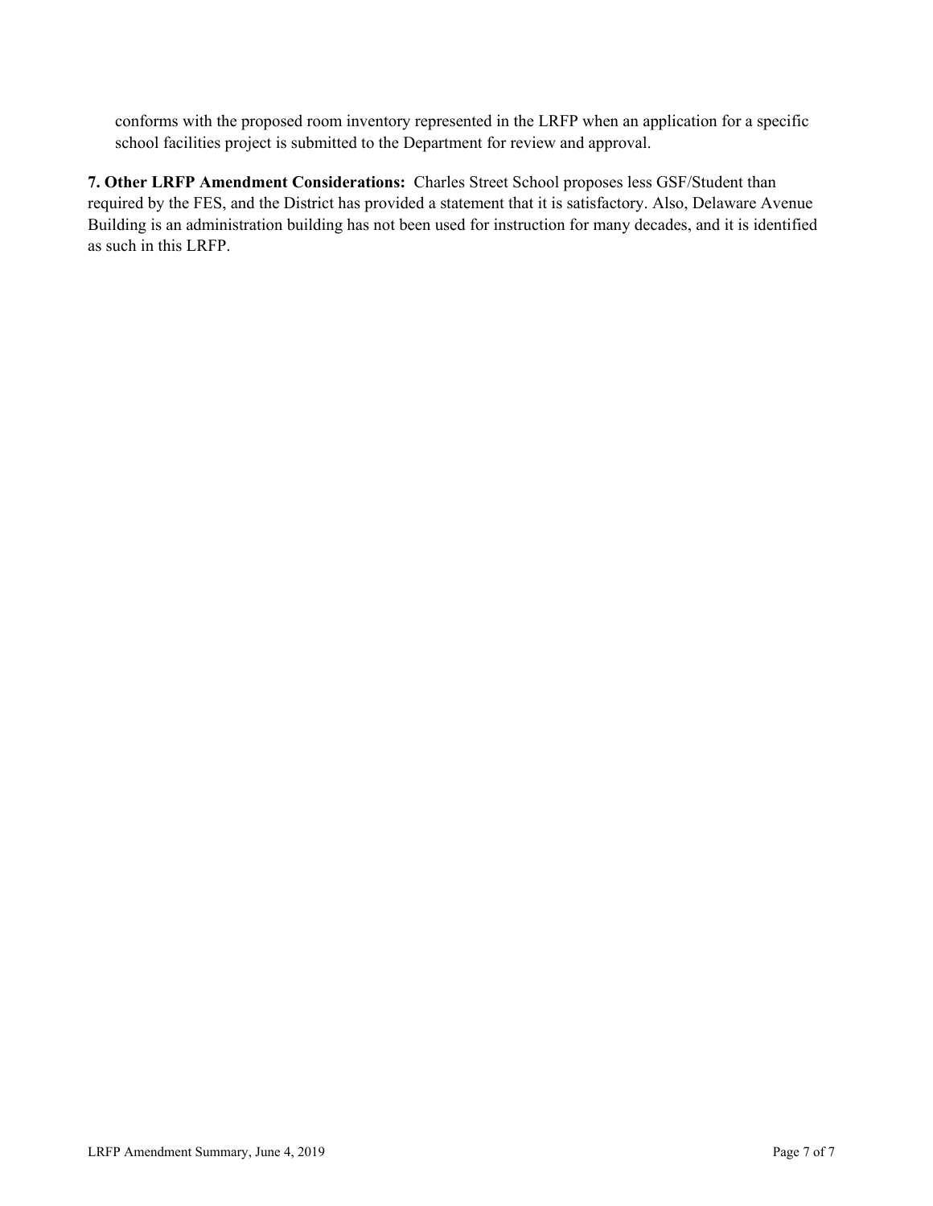conforms with the proposed room inventory represented in the LRFP when an application for a specific school facilities project is submitted to the Department for review and approval.

**7. Other LRFP Amendment Considerations:** Charles Street School proposes less GSF/Student than required by the FES, and the District has provided a statement that it is satisfactory. Also, Delaware Avenue Building is an administration building has not been used for instruction for many decades, and it is identified as such in this LRFP.